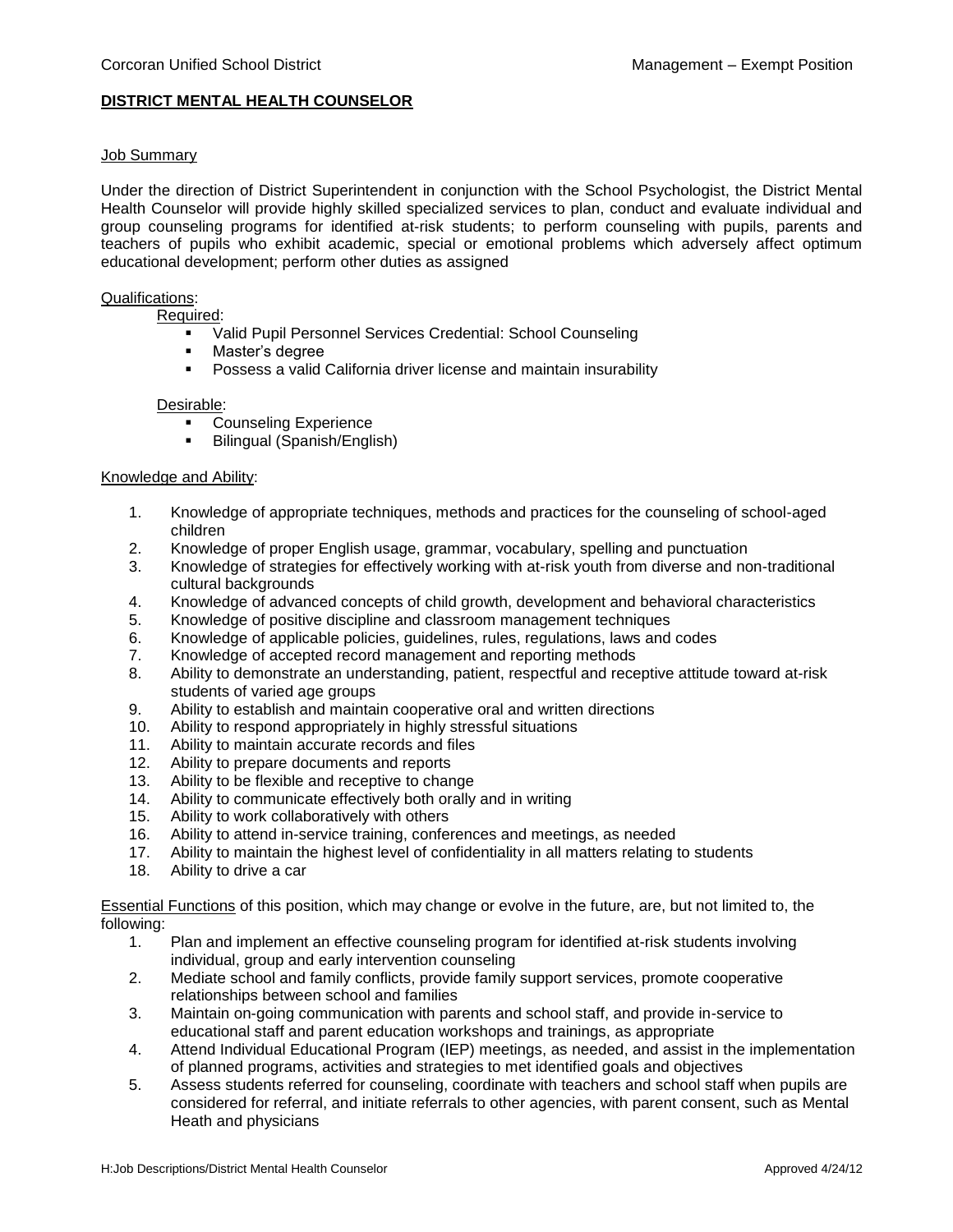Corcoran Unified School District | Management – Exempt Position

## DISTRICT MENTAL HEALTH COUNSELOR

### Job Summary

Under the direction of District Superintendent in conjunction with the School Psychologist, the District Mental Health Counselor will provide highly skilled specialized services to plan, conduct and evaluate individual and group counseling programs for identified at-risk students; to perform counseling with pupils, parents and teachers of pupils who exhibit academic, special or emotional problems which adversely affect optimum educational development; perform other duties as assigned

### Qualifications:

Required:

- Valid Pupil Personnel Services Credential: School Counseling
- Master's degree
- Possess a valid California driver license and maintain insurability

Desirable:

- Counseling Experience
- Bilingual (Spanish/English)

### Knowledge and Ability:

1. Knowledge of appropriate techniques, methods and practices for the counseling of school-aged children
2. Knowledge of proper English usage, grammar, vocabulary, spelling and punctuation
3. Knowledge of strategies for effectively working with at-risk youth from diverse and non-traditional cultural backgrounds
4. Knowledge of advanced concepts of child growth, development and behavioral characteristics
5. Knowledge of positive discipline and classroom management techniques
6. Knowledge of applicable policies, guidelines, rules, regulations, laws and codes
7. Knowledge of accepted record management and reporting methods
8. Ability to demonstrate an understanding, patient, respectful and receptive attitude toward at-risk students of varied age groups
9. Ability to establish and maintain cooperative oral and written directions
10. Ability to respond appropriately in highly stressful situations
11. Ability to maintain accurate records and files
12. Ability to prepare documents and reports
13. Ability to be flexible and receptive to change
14. Ability to communicate effectively both orally and in writing
15. Ability to work collaboratively with others
16. Ability to attend in-service training, conferences and meetings, as needed
17. Ability to maintain the highest level of confidentiality in all matters relating to students
18. Ability to drive a car

Essential Functions of this position, which may change or evolve in the future, are, but not limited to, the following:

1. Plan and implement an effective counseling program for identified at-risk students involving individual, group and early intervention counseling
2. Mediate school and family conflicts, provide family support services, promote cooperative relationships between school and families
3. Maintain on-going communication with parents and school staff, and provide in-service to educational staff and parent education workshops and trainings, as appropriate
4. Attend Individual Educational Program (IEP) meetings, as needed, and assist in the implementation of planned programs, activities and strategies to met identified goals and objectives
5. Assess students referred for counseling, coordinate with teachers and school staff when pupils are considered for referral, and initiate referrals to other agencies, with parent consent, such as Mental Heath and physicians

H:Job Descriptions/District Mental Health Counselor | Approved 4/24/12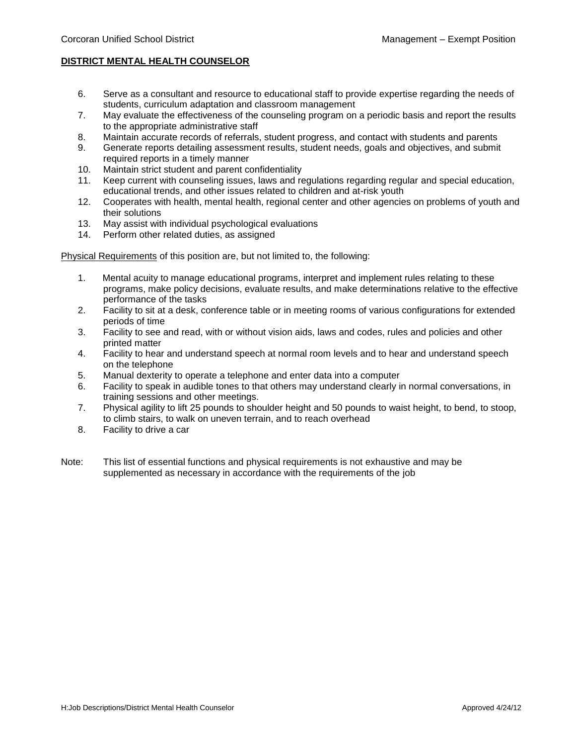**DISTRICT MENTAL HEALTH COUNSELOR**

6. Serve as a consultant and resource to educational staff to provide expertise regarding the needs of students, curriculum adaptation and classroom management
7. May evaluate the effectiveness of the counseling program on a periodic basis and report the results to the appropriate administrative staff
8. Maintain accurate records of referrals, student progress, and contact with students and parents
9. Generate reports detailing assessment results, student needs, goals and objectives, and submit required reports in a timely manner
10. Maintain strict student and parent confidentiality
11. Keep current with counseling issues, laws and regulations regarding regular and special education, educational trends, and other issues related to children and at-risk youth
12. Cooperates with health, mental health, regional center and other agencies on problems of youth and their solutions
13. May assist with individual psychological evaluations
14. Perform other related duties, as assigned

Physical Requirements of this position are, but not limited to, the following:

1. Mental acuity to manage educational programs, interpret and implement rules relating to these programs, make policy decisions, evaluate results, and make determinations relative to the effective performance of the tasks
2. Facility to sit at a desk, conference table or in meeting rooms of various configurations for extended periods of time
3. Facility to see and read, with or without vision aids, laws and codes, rules and policies and other printed matter
4. Facility to hear and understand speech at normal room levels and to hear and understand speech on the telephone
5. Manual dexterity to operate a telephone and enter data into a computer
6. Facility to speak in audible tones to that others may understand clearly in normal conversations, in training sessions and other meetings.
7. Physical agility to lift 25 pounds to shoulder height and 50 pounds to waist height, to bend, to stoop, to climb stairs, to walk on uneven terrain, and to reach overhead
8. Facility to drive a car

Note: This list of essential functions and physical requirements is not exhaustive and may be supplemented as necessary in accordance with the requirements of the job

H:Job Descriptions/District Mental Health Counselor

Approved 4/24/12